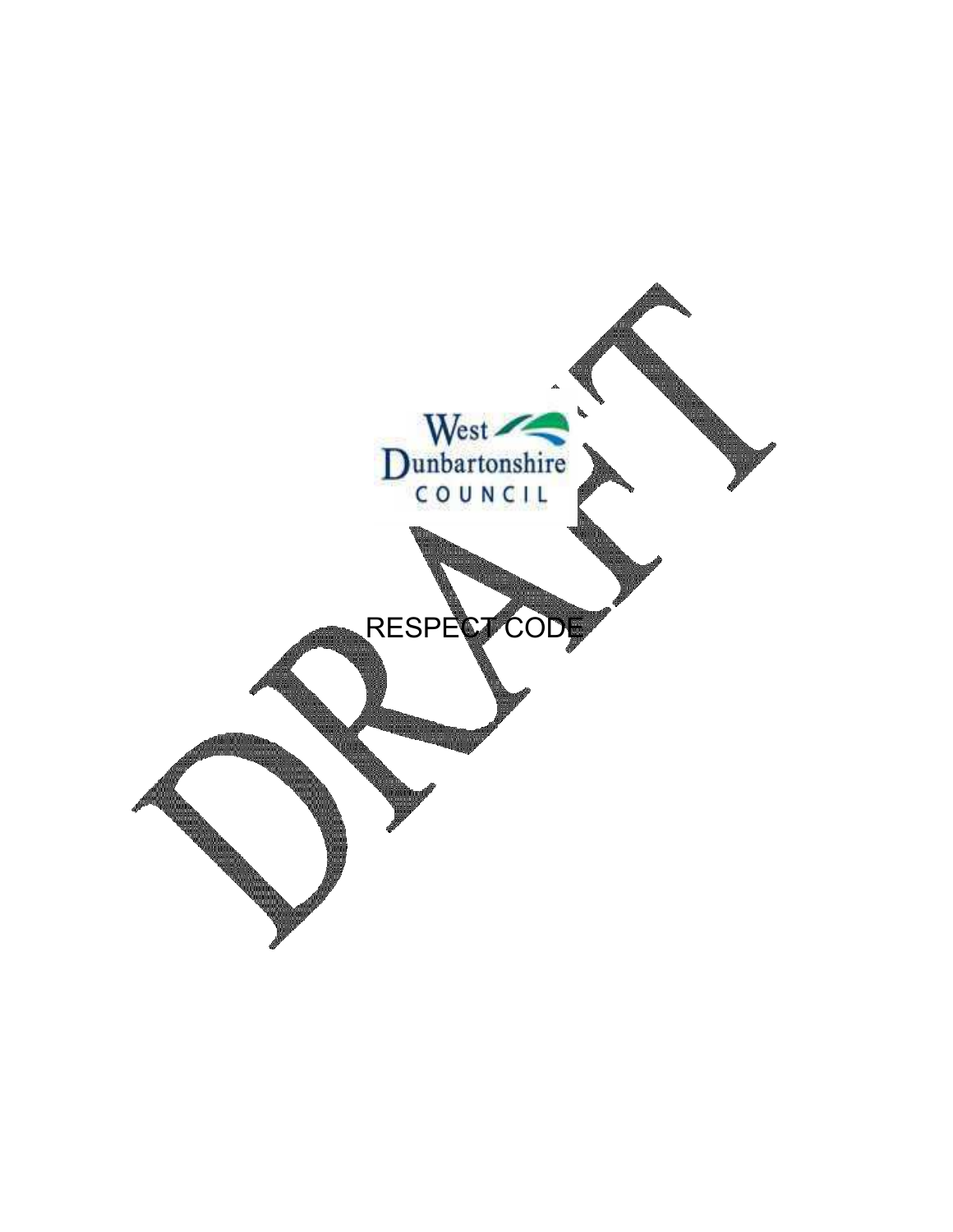West Dunbartonshire COUNCIL

# RESPECT CODE

DRAFT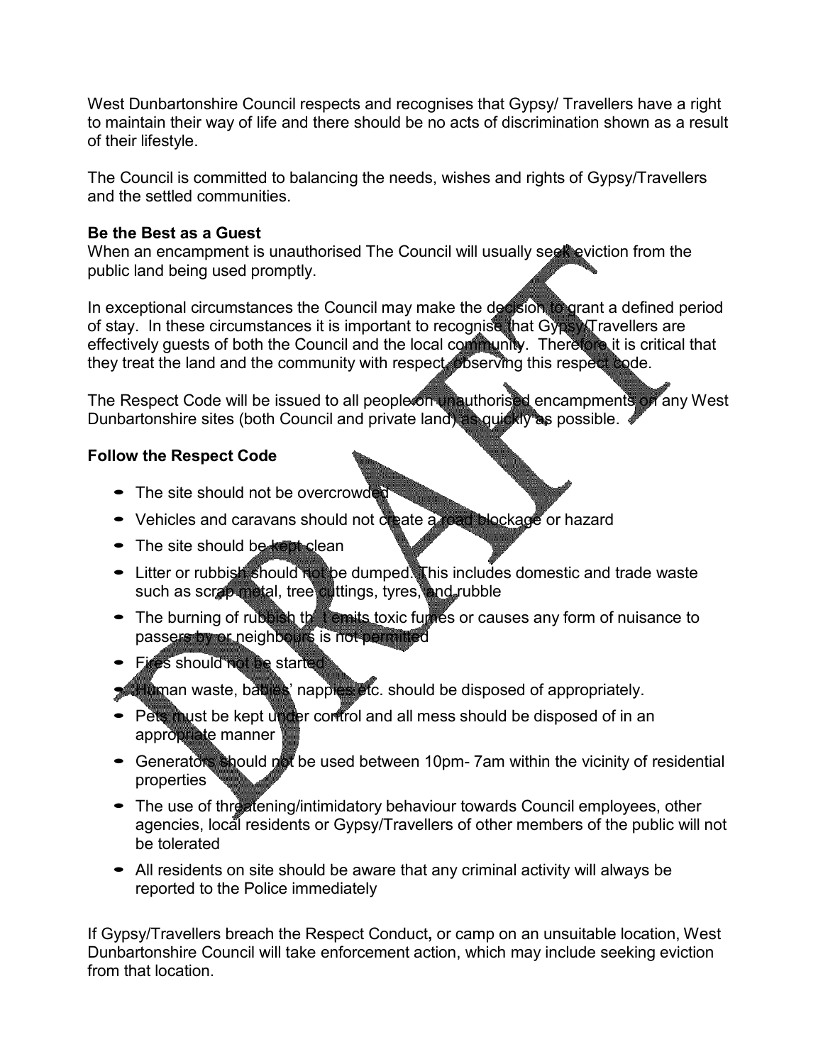West Dunbartonshire Council respects and recognises that Gypsy/ Travellers have a right to maintain their way of life and there should be no acts of discrimination shown as a result of their lifestyle.

The Council is committed to balancing the needs, wishes and rights of Gypsy/Travellers and the settled communities.

**Be the Best as a Guest**
When an encampment is unauthorised The Council will usually seek eviction from the public land being used promptly.

In exceptional circumstances the Council may make the decision to grant a defined period of stay. In these circumstances it is important to recognise that Gypsy/Travellers are effectively guests of both the Council and the local community. Therefore it is critical that they treat the land and the community with respect, observing this respect code.

The Respect Code will be issued to all people on unauthorised encampments on any West Dunbartonshire sites (both Council and private land) as quickly as possible.

**Follow the Respect Code**

- The site should not be overcrowded
- Vehicles and caravans should not create a road blockage or hazard
- The site should be kept clean
- Litter or rubbish should not be dumped. This includes domestic and trade waste such as scrap metal, tree cuttings, tyres, and rubble
- The burning of rubbish that emits toxic fumes or causes any form of nuisance to passers by or neighbours is not permitted
- Fires should not be started
- Human waste, babies' nappies etc. should be disposed of appropriately.
- Pets must be kept under control and all mess should be disposed of in an appropriate manner
- Generators should not be used between 10pm- 7am within the vicinity of residential properties
- The use of threatening/intimidatory behaviour towards Council employees, other agencies, local residents or Gypsy/Travellers of other members of the public will not be tolerated
- All residents on site should be aware that any criminal activity will always be reported to the Police immediately

If Gypsy/Travellers breach the Respect Conduct**,** or camp on an unsuitable location, West Dunbartonshire Council will take enforcement action, which may include seeking eviction from that location.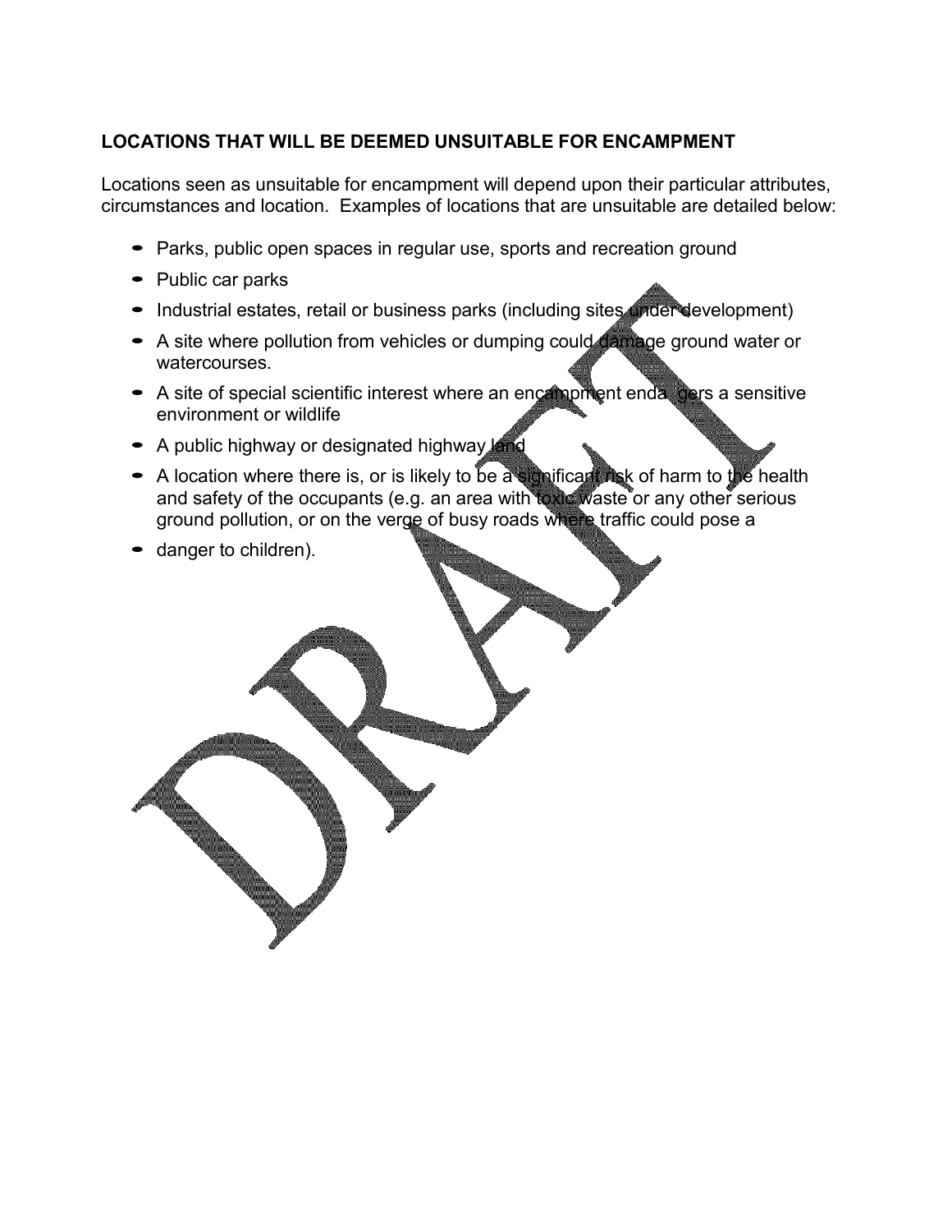**LOCATIONS THAT WILL BE DEEMED UNSUITABLE FOR ENCAMPMENT**

Locations seen as unsuitable for encampment will depend upon their particular attributes, circumstances and location. Examples of locations that are unsuitable are detailed below:

- Parks, public open spaces in regular use, sports and recreation ground
- Public car parks
- Industrial estates, retail or business parks (including sites under development)
- A site where pollution from vehicles or dumping could damage ground water or watercourses.
- A site of special scientific interest where an encampment endangers a sensitive environment or wildlife
- A public highway or designated highway land
- A location where there is, or is likely to be a significant risk of harm to the health and safety of the occupants (e.g. an area with toxic waste or any other serious ground pollution, or on the verge of busy roads where traffic could pose a
- danger to children).

DRAFT